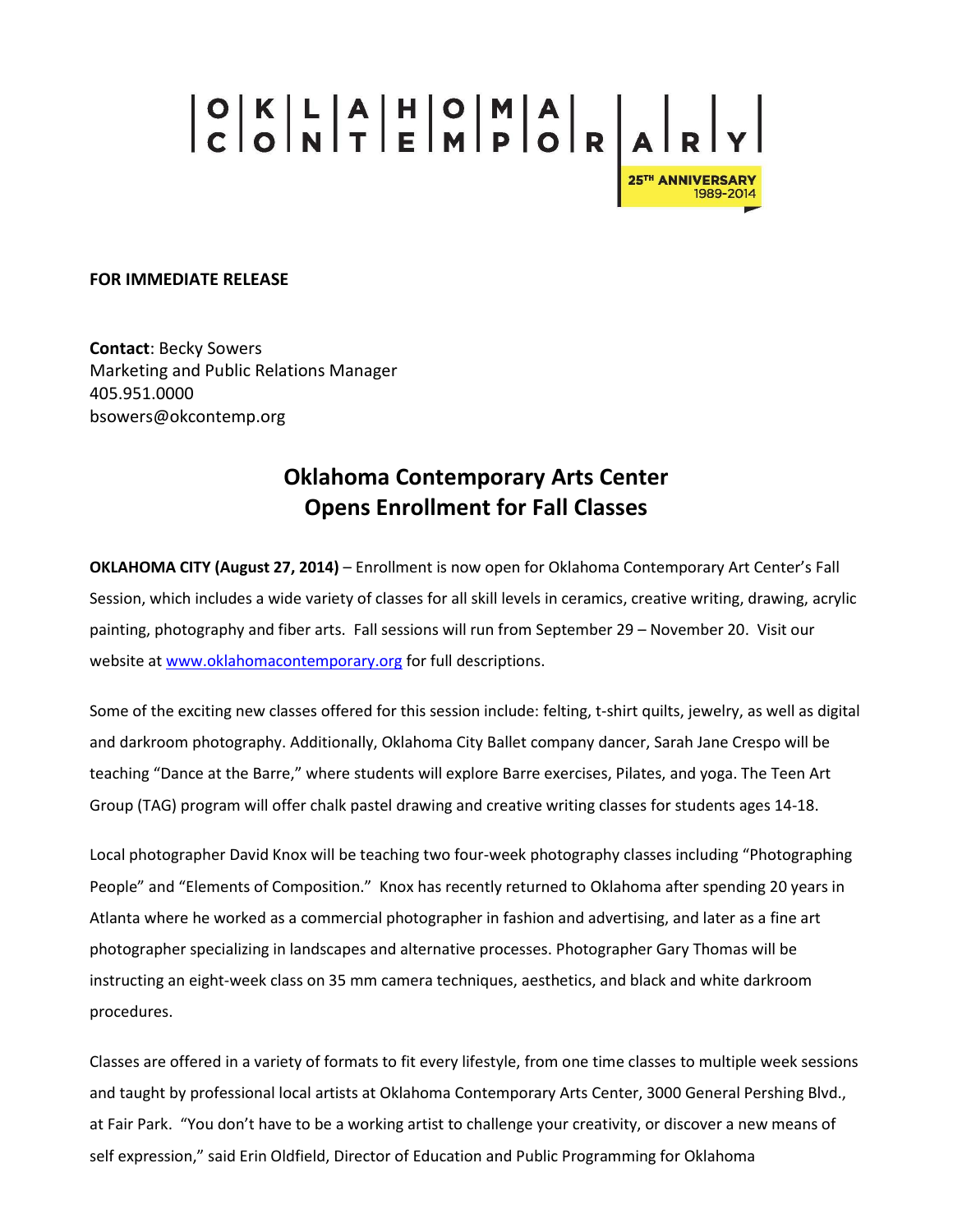OKLAHOMA CONTEMPORARY

25TH ANNIVERSARY 1989-2014

**FOR IMMEDIATE RELEASE**

**Contact**: Becky Sowers
Marketing and Public Relations Manager
405.951.0000
bsowers@okcontemp.org

## Oklahoma Contemporary Arts Center Opens Enrollment for Fall Classes

**OKLAHOMA CITY (August 27, 2014)** – Enrollment is now open for Oklahoma Contemporary Art Center's Fall Session, which includes a wide variety of classes for all skill levels in ceramics, creative writing, drawing, acrylic painting, photography and fiber arts. Fall sessions will run from September 29 – November 20. Visit our website at [www.oklahomacontemporary.org](http://www.oklahomacontemporary.org) for full descriptions.

Some of the exciting new classes offered for this session include: felting, t-shirt quilts, jewelry, as well as digital and darkroom photography. Additionally, Oklahoma City Ballet company dancer, Sarah Jane Crespo will be teaching "Dance at the Barre," where students will explore Barre exercises, Pilates, and yoga. The Teen Art Group (TAG) program will offer chalk pastel drawing and creative writing classes for students ages 14-18.

Local photographer David Knox will be teaching two four-week photography classes including "Photographing People" and "Elements of Composition." Knox has recently returned to Oklahoma after spending 20 years in Atlanta where he worked as a commercial photographer in fashion and advertising, and later as a fine art photographer specializing in landscapes and alternative processes. Photographer Gary Thomas will be instructing an eight-week class on 35 mm camera techniques, aesthetics, and black and white darkroom procedures.

Classes are offered in a variety of formats to fit every lifestyle, from one time classes to multiple week sessions and taught by professional local artists at Oklahoma Contemporary Arts Center, 3000 General Pershing Blvd., at Fair Park. "You don't have to be a working artist to challenge your creativity, or discover a new means of self expression," said Erin Oldfield, Director of Education and Public Programming for Oklahoma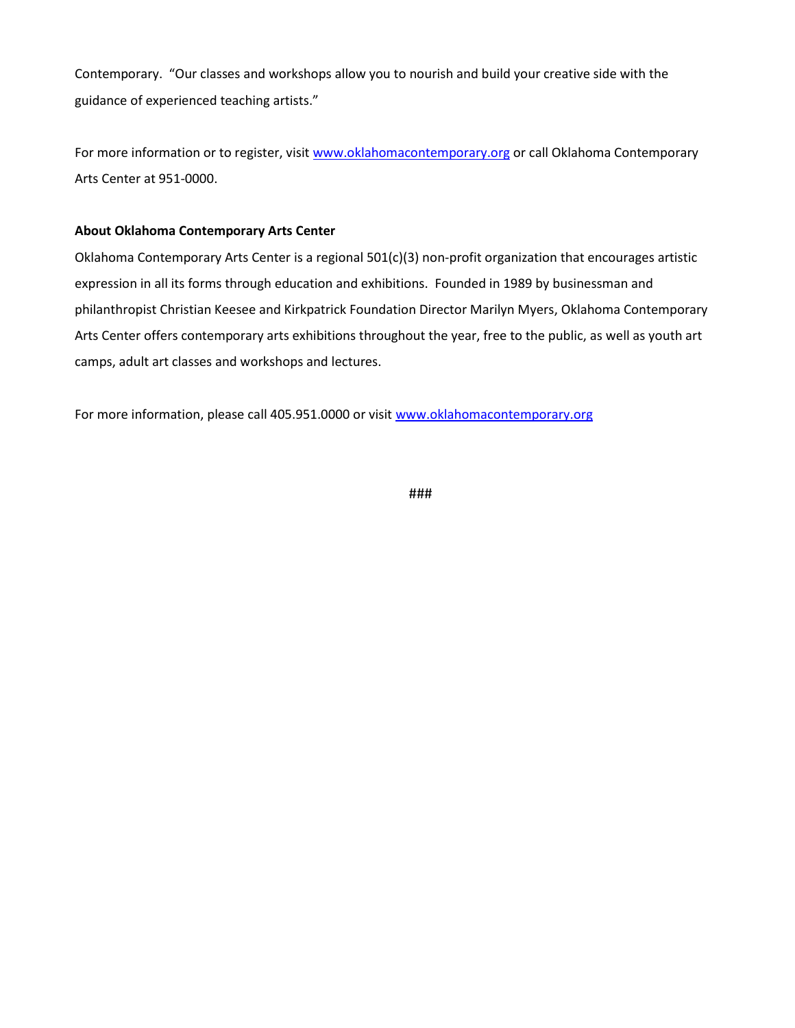Contemporary. "Our classes and workshops allow you to nourish and build your creative side with the guidance of experienced teaching artists."

For more information or to register, visit www.oklahomacontemporary.org or call Oklahoma Contemporary Arts Center at 951-0000.

**About Oklahoma Contemporary Arts Center**

Oklahoma Contemporary Arts Center is a regional 501(c)(3) non-profit organization that encourages artistic expression in all its forms through education and exhibitions. Founded in 1989 by businessman and philanthropist Christian Keesee and Kirkpatrick Foundation Director Marilyn Myers, Oklahoma Contemporary Arts Center offers contemporary arts exhibitions throughout the year, free to the public, as well as youth art camps, adult art classes and workshops and lectures.

For more information, please call 405.951.0000 or visit www.oklahomacontemporary.org

###